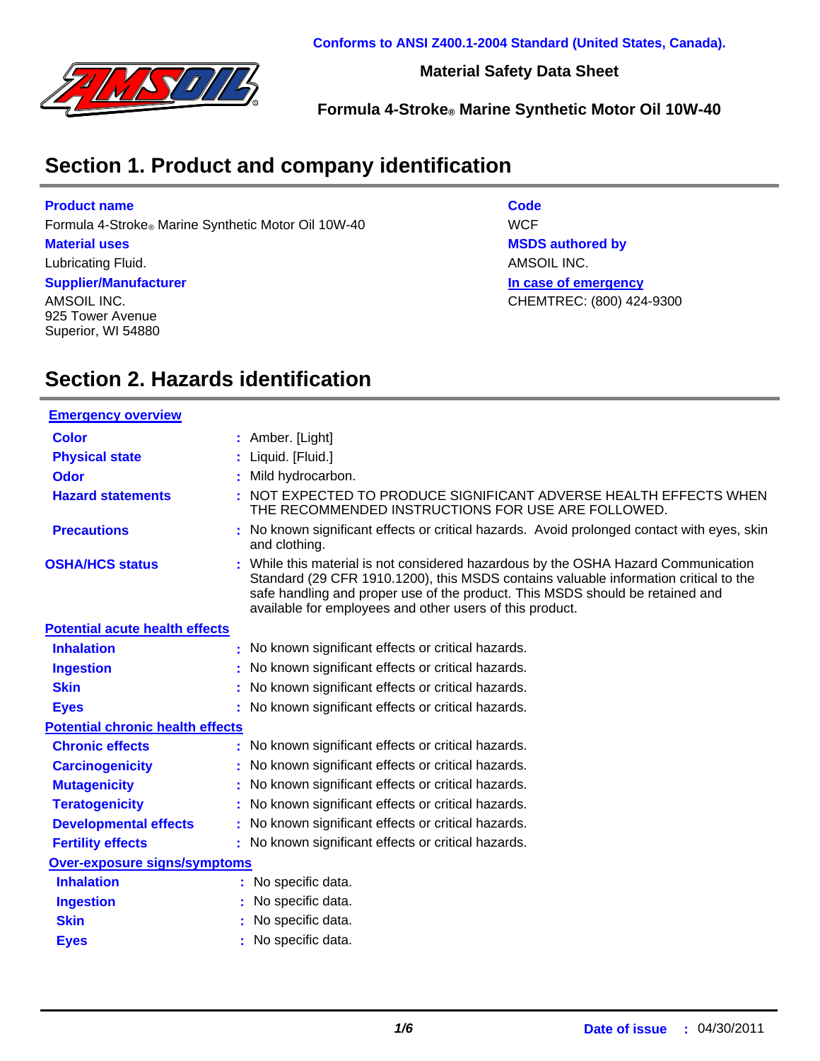Conforms to ANSI Z400.1-2004 Standard (United States, Canada).

**Material Safety Data Sheet**

**Formula 4-Stroke® Marine Synthetic Motor Oil 10W-40**

## Section 1. Product and company identification

**Product name**
Formula 4-Stroke® Marine Synthetic Motor Oil 10W-40

**Material uses**
Lubricating Fluid.

**Supplier/Manufacturer**
AMSOIL INC.
925 Tower Avenue
Superior, WI 54880

**Code**
WCF

**MSDS authored by**
AMSOIL INC.

**In case of emergency**
CHEMTREC: (800) 424-9300

## Section 2. Hazards identification

**Emergency overview**

**Color** : Amber. [Light]

**Physical state** : Liquid. [Fluid.]

**Odor** : Mild hydrocarbon.

**Hazard statements** : NOT EXPECTED TO PRODUCE SIGNIFICANT ADVERSE HEALTH EFFECTS WHEN THE RECOMMENDED INSTRUCTIONS FOR USE ARE FOLLOWED.

**Precautions** : No known significant effects or critical hazards. Avoid prolonged contact with eyes, skin and clothing.

**OSHA/HCS status** : While this material is not considered hazardous by the OSHA Hazard Communication Standard (29 CFR 1910.1200), this MSDS contains valuable information critical to the safe handling and proper use of the product. This MSDS should be retained and available for employees and other users of this product.

**Potential acute health effects**

**Inhalation** : No known significant effects or critical hazards.

**Ingestion** : No known significant effects or critical hazards.

**Skin** : No known significant effects or critical hazards.

**Eyes** : No known significant effects or critical hazards.

**Potential chronic health effects**

**Chronic effects** : No known significant effects or critical hazards.

**Carcinogenicity** : No known significant effects or critical hazards.

**Mutagenicity** : No known significant effects or critical hazards.

**Teratogenicity** : No known significant effects or critical hazards.

**Developmental effects** : No known significant effects or critical hazards.

**Fertility effects** : No known significant effects or critical hazards.

**Over-exposure signs/symptoms**

**Inhalation** : No specific data.

**Ingestion** : No specific data.

**Skin** : No specific data.

**Eyes** : No specific data.

**Date of issue** : 04/30/2011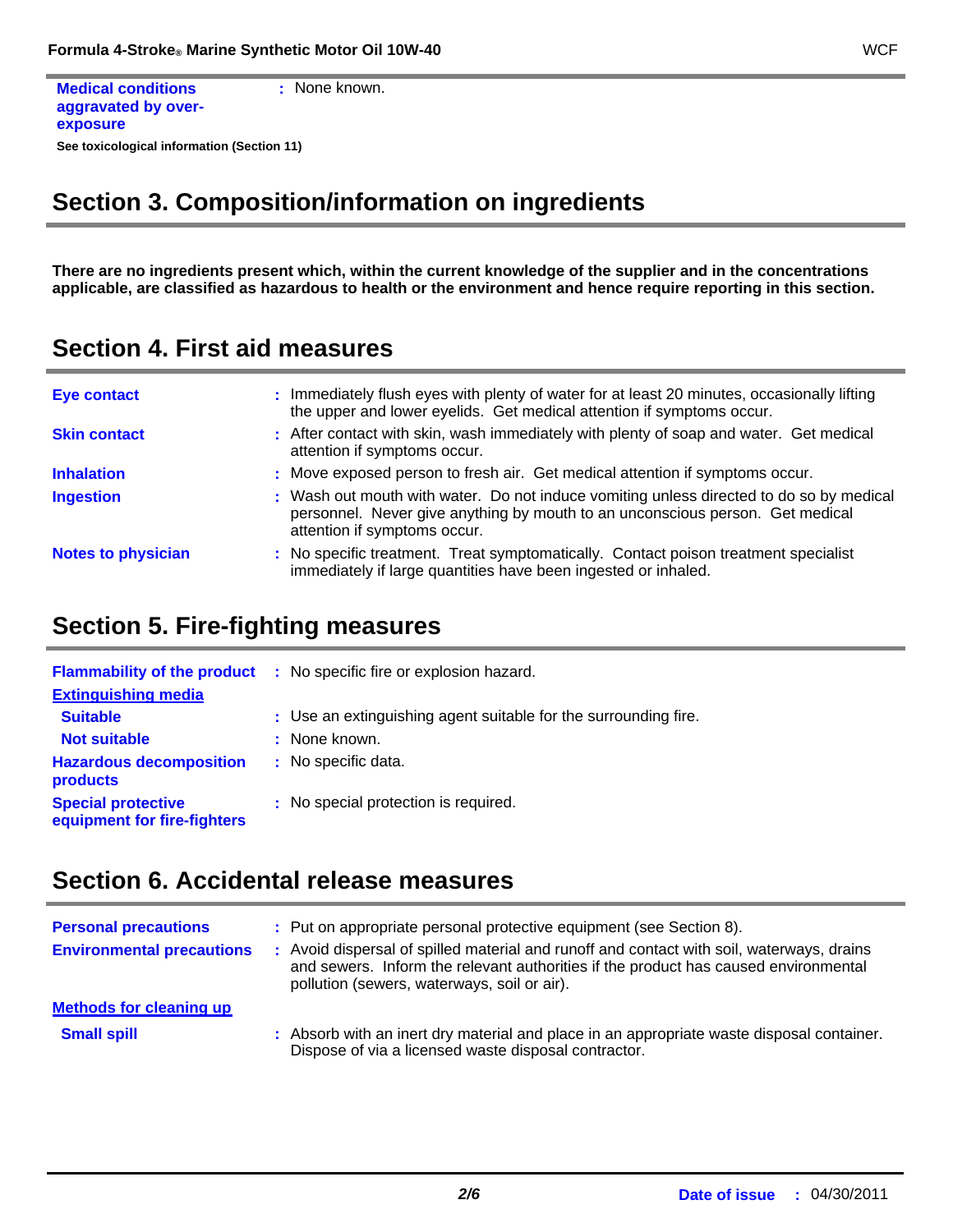| | |
|---|---|
| **Medical conditions aggravated by over-exposure** | : None known. |

**See toxicological information (Section 11)**

## Section 3. Composition/information on ingredients

**There are no ingredients present which, within the current knowledge of the supplier and in the concentrations applicable, are classified as hazardous to health or the environment and hence require reporting in this section.**

## Section 4. First aid measures

| | |
|---|---|
| **Eye contact** | : Immediately flush eyes with plenty of water for at least 20 minutes, occasionally lifting the upper and lower eyelids. Get medical attention if symptoms occur. |
| **Skin contact** | : After contact with skin, wash immediately with plenty of soap and water. Get medical attention if symptoms occur. |
| **Inhalation** | : Move exposed person to fresh air. Get medical attention if symptoms occur. |
| **Ingestion** | : Wash out mouth with water. Do not induce vomiting unless directed to do so by medical personnel. Never give anything by mouth to an unconscious person. Get medical attention if symptoms occur. |
| **Notes to physician** | : No specific treatment. Treat symptomatically. Contact poison treatment specialist immediately if large quantities have been ingested or inhaled. |

## Section 5. Fire-fighting measures

| | |
|---|---|
| **Flammability of the product** | : No specific fire or explosion hazard. |
| **Extinguishing media** | |
| **Suitable** | : Use an extinguishing agent suitable for the surrounding fire. |
| **Not suitable** | : None known. |
| **Hazardous decomposition products** | : No specific data. |
| **Special protective equipment for fire-fighters** | : No special protection is required. |

## Section 6. Accidental release measures

| | |
|---|---|
| **Personal precautions** | : Put on appropriate personal protective equipment (see Section 8). |
| **Environmental precautions** | : Avoid dispersal of spilled material and runoff and contact with soil, waterways, drains and sewers. Inform the relevant authorities if the product has caused environmental pollution (sewers, waterways, soil or air). |
| **Methods for cleaning up** | |
| **Small spill** | : Absorb with an inert dry material and place in an appropriate waste disposal container. Dispose of via a licensed waste disposal contractor. |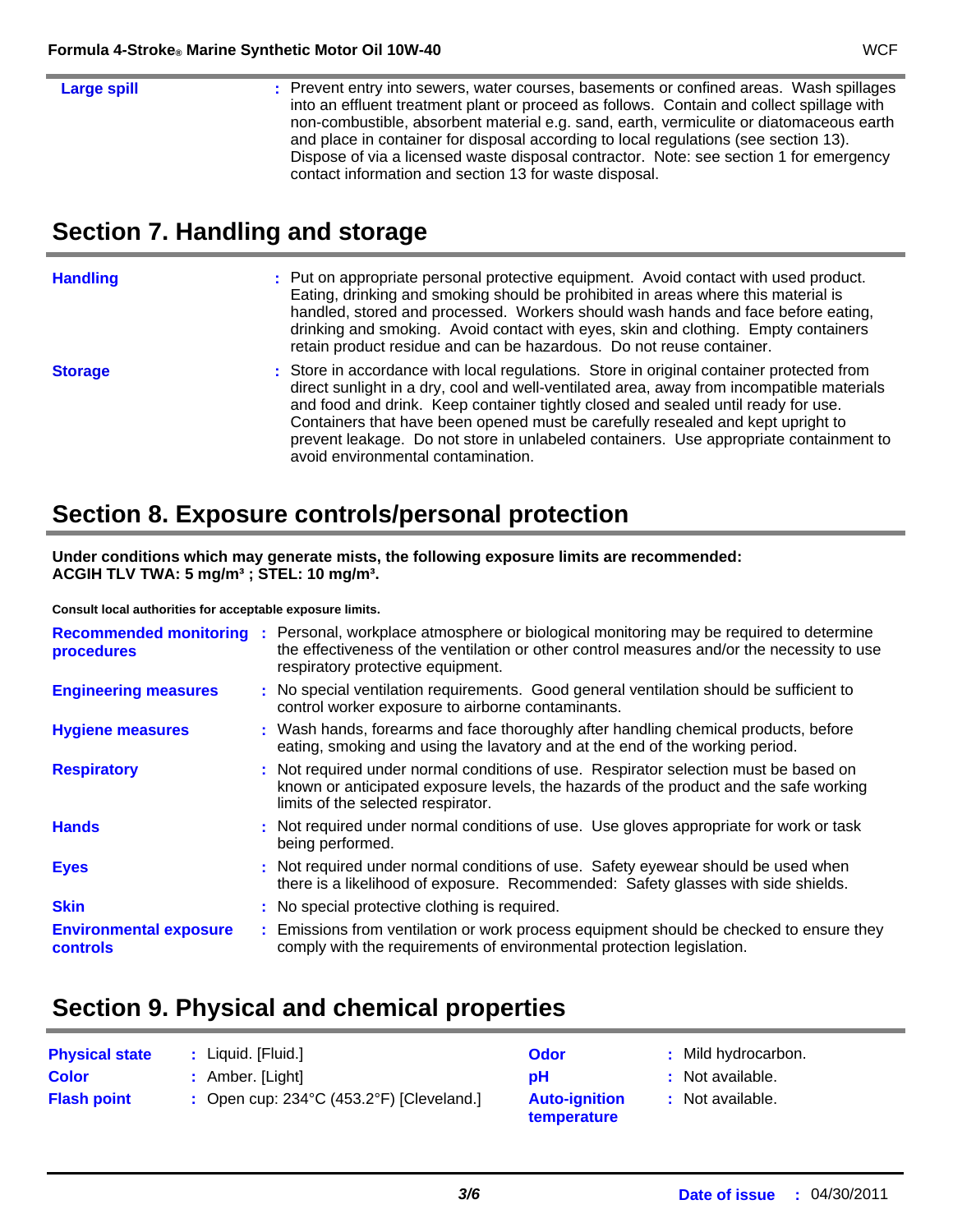**Large spill** : Prevent entry into sewers, water courses, basements or confined areas. Wash spillages into an effluent treatment plant or proceed as follows. Contain and collect spillage with non-combustible, absorbent material e.g. sand, earth, vermiculite or diatomaceous earth and place in container for disposal according to local regulations (see section 13). Dispose of via a licensed waste disposal contractor. Note: see section 1 for emergency contact information and section 13 for waste disposal.

## Section 7. Handling and storage

**Handling** : Put on appropriate personal protective equipment. Avoid contact with used product. Eating, drinking and smoking should be prohibited in areas where this material is handled, stored and processed. Workers should wash hands and face before eating, drinking and smoking. Avoid contact with eyes, skin and clothing. Empty containers retain product residue and can be hazardous. Do not reuse container.

**Storage** : Store in accordance with local regulations. Store in original container protected from direct sunlight in a dry, cool and well-ventilated area, away from incompatible materials and food and drink. Keep container tightly closed and sealed until ready for use. Containers that have been opened must be carefully resealed and kept upright to prevent leakage. Do not store in unlabeled containers. Use appropriate containment to avoid environmental contamination.

## Section 8. Exposure controls/personal protection

**Under conditions which may generate mists, the following exposure limits are recommended:**
**ACGIH TLV TWA: 5 mg/m³ ; STEL: 10 mg/m³.**

**Consult local authorities for acceptable exposure limits.**

**Recommended monitoring procedures** : Personal, workplace atmosphere or biological monitoring may be required to determine the effectiveness of the ventilation or other control measures and/or the necessity to use respiratory protective equipment.

**Engineering measures** : No special ventilation requirements. Good general ventilation should be sufficient to control worker exposure to airborne contaminants.

**Hygiene measures** : Wash hands, forearms and face thoroughly after handling chemical products, before eating, smoking and using the lavatory and at the end of the working period.

**Respiratory** : Not required under normal conditions of use. Respirator selection must be based on known or anticipated exposure levels, the hazards of the product and the safe working limits of the selected respirator.

**Hands** : Not required under normal conditions of use. Use gloves appropriate for work or task being performed.

**Eyes** : Not required under normal conditions of use. Safety eyewear should be used when there is a likelihood of exposure. Recommended: Safety glasses with side shields.

**Skin** : No special protective clothing is required.

**Environmental exposure controls** : Emissions from ventilation or work process equipment should be checked to ensure they comply with the requirements of environmental protection legislation.

## Section 9. Physical and chemical properties

**Physical state** : Liquid. [Fluid.]

**Color** : Amber. [Light]

**Flash point** : Open cup: 234°C (453.2°F) [Cleveland.]

**Odor** : Mild hydrocarbon.

**pH** : Not available.

**Auto-ignition temperature** : Not available.

**Date of issue** : 04/30/2011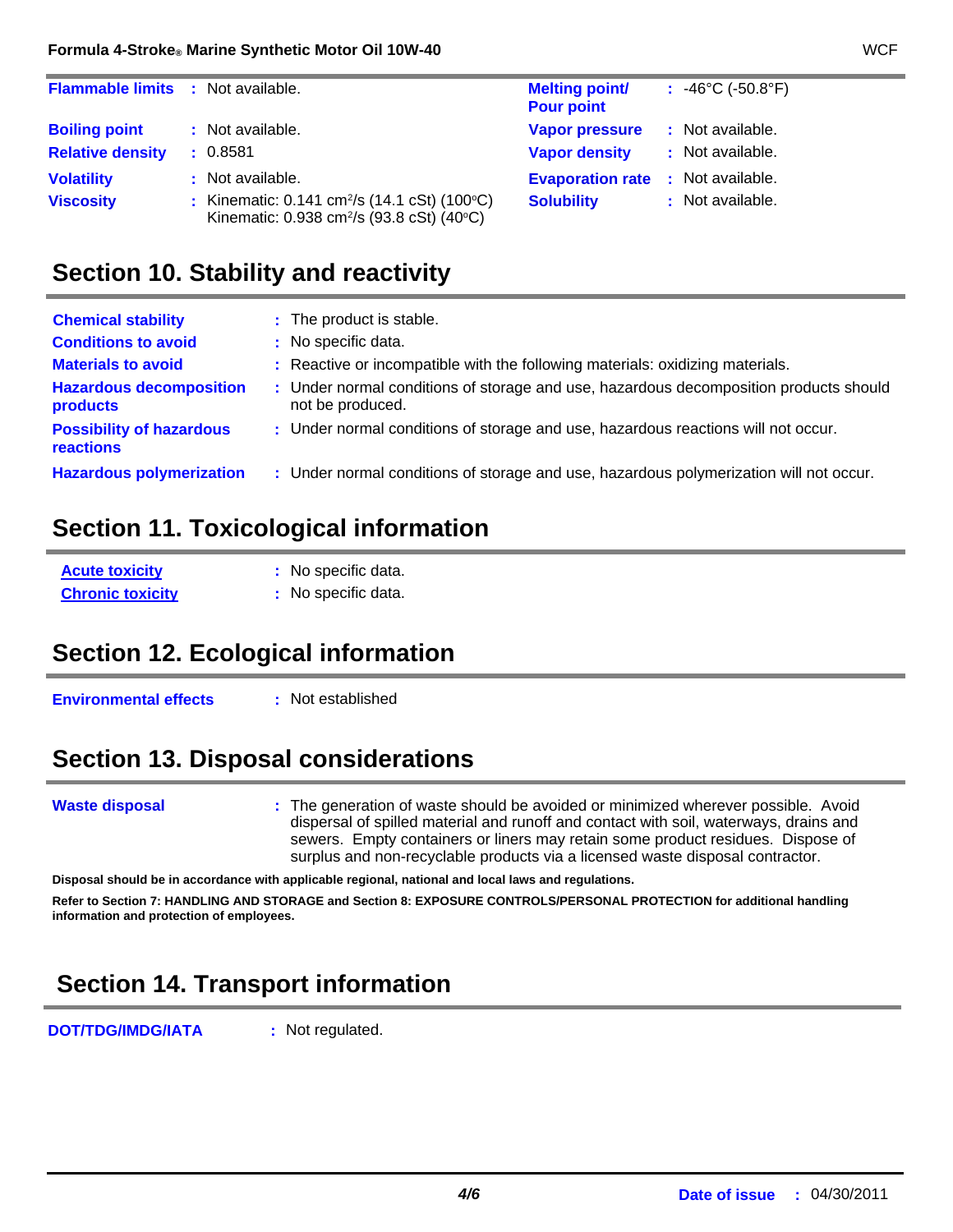| | | | |
|---|---|---|---|
| **Flammable limits** | : Not available. | **Melting point/ Pour point** | : -46°C (-50.8°F) |
| **Boiling point** | : Not available. | **Vapor pressure** | : Not available. |
| **Relative density** | : 0.8581 | **Vapor density** | : Not available. |
| **Volatility** | : Not available. | **Evaporation rate** | : Not available. |
| **Viscosity** | : Kinematic: 0.141 $cm^2/s$ (14.1 cSt) (100°C) Kinematic: 0.938 $cm^2/s$ (93.8 cSt) (40°C) | **Solubility** | : Not available. |

## Section 10. Stability and reactivity

| | |
|---|---|
| **Chemical stability** | : The product is stable. |
| **Conditions to avoid** | : No specific data. |
| **Materials to avoid** | : Reactive or incompatible with the following materials: oxidizing materials. |
| **Hazardous decomposition products** | : Under normal conditions of storage and use, hazardous decomposition products should not be produced. |
| **Possibility of hazardous reactions** | : Under normal conditions of storage and use, hazardous reactions will not occur. |
| **Hazardous polymerization** | : Under normal conditions of storage and use, hazardous polymerization will not occur. |

## Section 11. Toxicological information

| | |
|---|---|
| **Acute toxicity** | : No specific data. |
| **Chronic toxicity** | : No specific data. |

## Section 12. Ecological information

| | |
|---|---|
| **Environmental effects** | : Not established |

## Section 13. Disposal considerations

| | |
|---|---|
| **Waste disposal** | : The generation of waste should be avoided or minimized wherever possible. Avoid dispersal of spilled material and runoff and contact with soil, waterways, drains and sewers. Empty containers or liners may retain some product residues. Dispose of surplus and non-recyclable products via a licensed waste disposal contractor. |

**Disposal should be in accordance with applicable regional, national and local laws and regulations.**

**Refer to Section 7: HANDLING AND STORAGE and Section 8: EXPOSURE CONTROLS/PERSONAL PROTECTION for additional handling information and protection of employees.**

## Section 14. Transport information

| | |
|---|---|
| **DOT/TDG/IMDG/IATA** | : Not regulated. |

**Date of issue** : 04/30/2011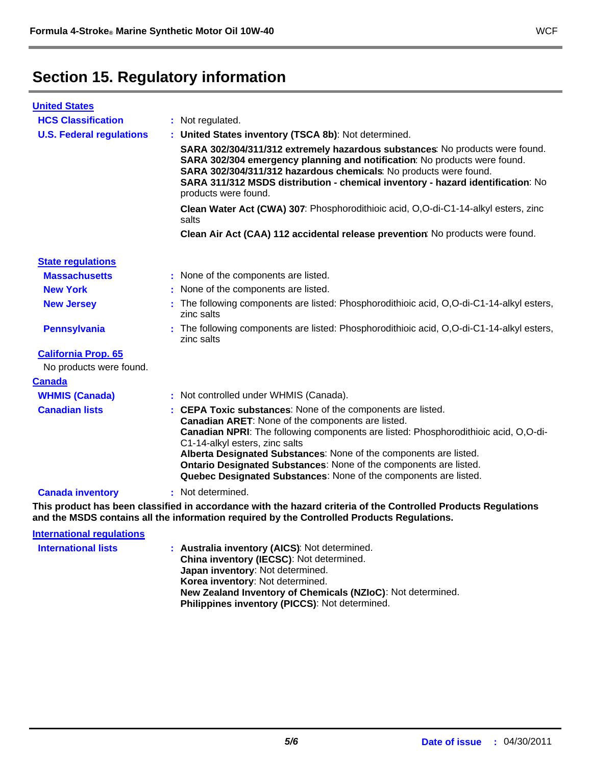# Section 15. Regulatory information

## United States

**HCS Classification** : Not regulated.

**U.S. Federal regulations** : **United States inventory (TSCA 8b)**: Not determined.

**SARA 302/304/311/312 extremely hazardous substances**: No products were found.
**SARA 302/304 emergency planning and notification**: No products were found.
**SARA 302/304/311/312 hazardous chemicals**: No products were found.
**SARA 311/312 MSDS distribution - chemical inventory - hazard identification**: No products were found.

**Clean Water Act (CWA) 307**: Phosphorodithioic acid, O,O-di-C1-14-alkyl esters, zinc salts

**Clean Air Act (CAA) 112 accidental release prevention**: No products were found.

### State regulations

**Massachusetts** : None of the components are listed.

**New York** : None of the components are listed.

**New Jersey** : The following components are listed: Phosphorodithioic acid, O,O-di-C1-14-alkyl esters, zinc salts

**Pennsylvania** : The following components are listed: Phosphorodithioic acid, O,O-di-C1-14-alkyl esters, zinc salts

### California Prop. 65

No products were found.

## Canada

**WHMIS (Canada)** : Not controlled under WHMIS (Canada).

**Canadian lists** : **CEPA Toxic substances**: None of the components are listed.
**Canadian ARET**: None of the components are listed.
**Canadian NPRI**: The following components are listed: Phosphorodithioic acid, O,O-di-C1-14-alkyl esters, zinc salts
**Alberta Designated Substances**: None of the components are listed.
**Ontario Designated Substances**: None of the components are listed.
**Quebec Designated Substances**: None of the components are listed.

**Canada inventory** : Not determined.

**This product has been classified in accordance with the hazard criteria of the Controlled Products Regulations and the MSDS contains all the information required by the Controlled Products Regulations.**

## International regulations

**International lists** : **Australia inventory (AICS)**: Not determined.
**China inventory (IECSC)**: Not determined.
**Japan inventory**: Not determined.
**Korea inventory**: Not determined.
**New Zealand Inventory of Chemicals (NZIoC)**: Not determined.
**Philippines inventory (PICCS)**: Not determined.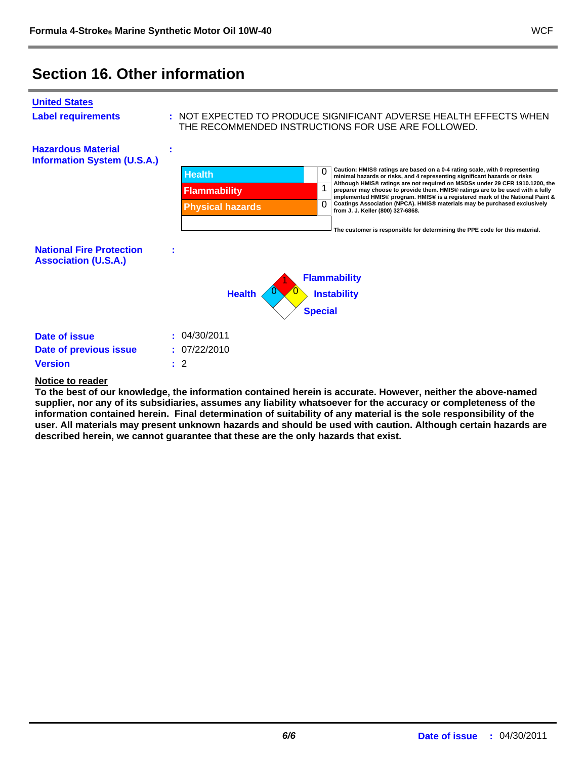## Section 16. Other information

**United States**

**Label requirements** : NOT EXPECTED TO PRODUCE SIGNIFICANT ADVERSE HEALTH EFFECTS WHEN THE RECOMMENDED INSTRUCTIONS FOR USE ARE FOLLOWED.

**Hazardous Material Information System (U.S.A.)** :

| | |
|---|---|
| Health | 0 |
| Flammability | 1 |
| Physical hazards | 0 |
| | |

Caution: HMIS® ratings are based on a 0-4 rating scale, with 0 representing minimal hazards or risks, and 4 representing significant hazards or risks Although HMIS® ratings are not required on MSDSs under 29 CFR 1910.1200, the preparer may choose to provide them. HMIS® ratings are to be used with a fully implemented HMIS® program. HMIS® is a registered mark of the National Paint & Coatings Association (NPCA). HMIS® materials may be purchased exclusively from J. J. Keller (800) 327-6868.

The customer is responsible for determining the PPE code for this material.

**National Fire Protection Association (U.S.A.)** :

Flammability: 1
Health: 0
Instability: 0
Special

**Date of issue** : 04/30/2011

**Date of previous issue** : 07/22/2010

**Version** : 2

**Notice to reader**

**To the best of our knowledge, the information contained herein is accurate. However, neither the above-named supplier, nor any of its subsidiaries, assumes any liability whatsoever for the accuracy or completeness of the information contained herein. Final determination of suitability of any material is the sole responsibility of the user. All materials may present unknown hazards and should be used with caution. Although certain hazards are described herein, we cannot guarantee that these are the only hazards that exist.**